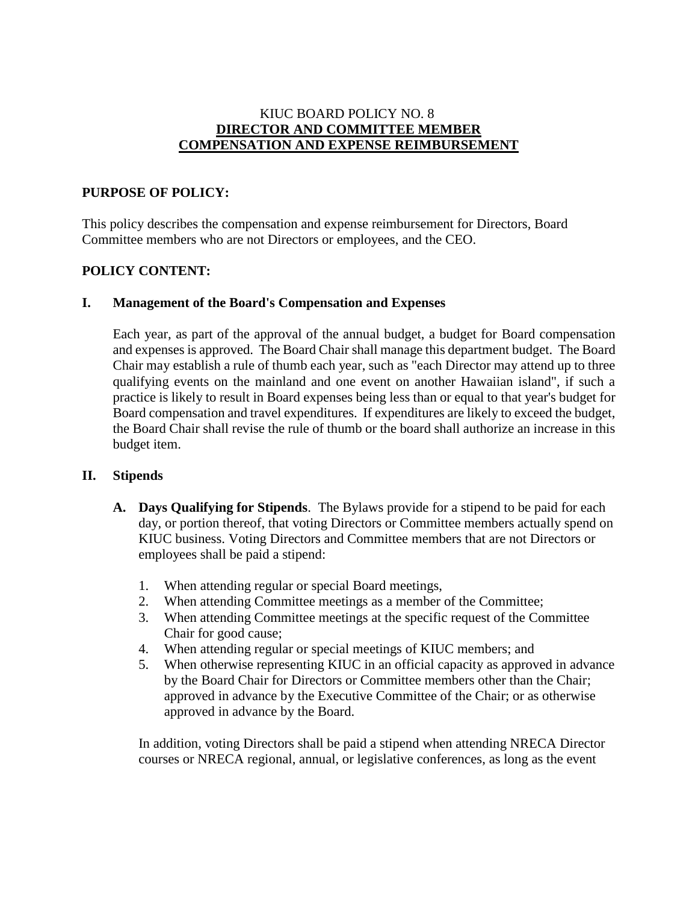# KIUC BOARD POLICY NO. 8
## DIRECTOR AND COMMITTEE MEMBER COMPENSATION AND EXPENSE REIMBURSEMENT

**PURPOSE OF POLICY:**

This policy describes the compensation and expense reimbursement for Directors, Board Committee members who are not Directors or employees, and the CEO.

**POLICY CONTENT:**

**I. Management of the Board's Compensation and Expenses**

Each year, as part of the approval of the annual budget, a budget for Board compensation and expenses is approved. The Board Chair shall manage this department budget. The Board Chair may establish a rule of thumb each year, such as "each Director may attend up to three qualifying events on the mainland and one event on another Hawaiian island", if such a practice is likely to result in Board expenses being less than or equal to that year's budget for Board compensation and travel expenditures. If expenditures are likely to exceed the budget, the Board Chair shall revise the rule of thumb or the board shall authorize an increase in this budget item.

**II. Stipends**

**A. Days Qualifying for Stipends**. The Bylaws provide for a stipend to be paid for each day, or portion thereof, that voting Directors or Committee members actually spend on KIUC business. Voting Directors and Committee members that are not Directors or employees shall be paid a stipend:

1. When attending regular or special Board meetings,
2. When attending Committee meetings as a member of the Committee;
3. When attending Committee meetings at the specific request of the Committee Chair for good cause;
4. When attending regular or special meetings of KIUC members; and
5. When otherwise representing KIUC in an official capacity as approved in advance by the Board Chair for Directors or Committee members other than the Chair; approved in advance by the Executive Committee of the Chair; or as otherwise approved in advance by the Board.

In addition, voting Directors shall be paid a stipend when attending NRECA Director courses or NRECA regional, annual, or legislative conferences, as long as the event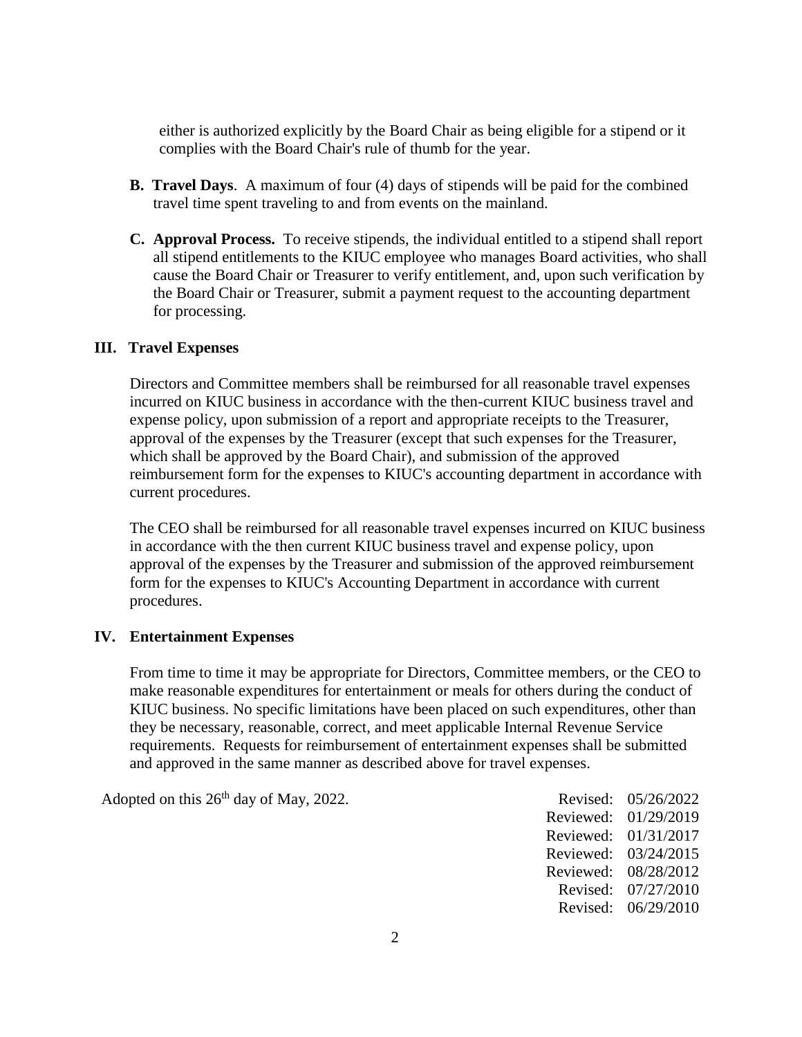either is authorized explicitly by the Board Chair as being eligible for a stipend or it complies with the Board Chair's rule of thumb for the year.

**B. Travel Days**. A maximum of four (4) days of stipends will be paid for the combined travel time spent traveling to and from events on the mainland.

**C. Approval Process.** To receive stipends, the individual entitled to a stipend shall report all stipend entitlements to the KIUC employee who manages Board activities, who shall cause the Board Chair or Treasurer to verify entitlement, and, upon such verification by the Board Chair or Treasurer, submit a payment request to the accounting department for processing.

## III. Travel Expenses

Directors and Committee members shall be reimbursed for all reasonable travel expenses incurred on KIUC business in accordance with the then-current KIUC business travel and expense policy, upon submission of a report and appropriate receipts to the Treasurer, approval of the expenses by the Treasurer (except that such expenses for the Treasurer, which shall be approved by the Board Chair), and submission of the approved reimbursement form for the expenses to KIUC's accounting department in accordance with current procedures.

The CEO shall be reimbursed for all reasonable travel expenses incurred on KIUC business in accordance with the then current KIUC business travel and expense policy, upon approval of the expenses by the Treasurer and submission of the approved reimbursement form for the expenses to KIUC's Accounting Department in accordance with current procedures.

## IV. Entertainment Expenses

From time to time it may be appropriate for Directors, Committee members, or the CEO to make reasonable expenditures for entertainment or meals for others during the conduct of KIUC business. No specific limitations have been placed on such expenditures, other than they be necessary, reasonable, correct, and meet applicable Internal Revenue Service requirements. Requests for reimbursement of entertainment expenses shall be submitted and approved in the same manner as described above for travel expenses.

Adopted on this 26th day of May, 2022.

Revised: 05/26/2022
Reviewed: 01/29/2019
Reviewed: 01/31/2017
Reviewed: 03/24/2015
Reviewed: 08/28/2012
Revised: 07/27/2010
Revised: 06/29/2010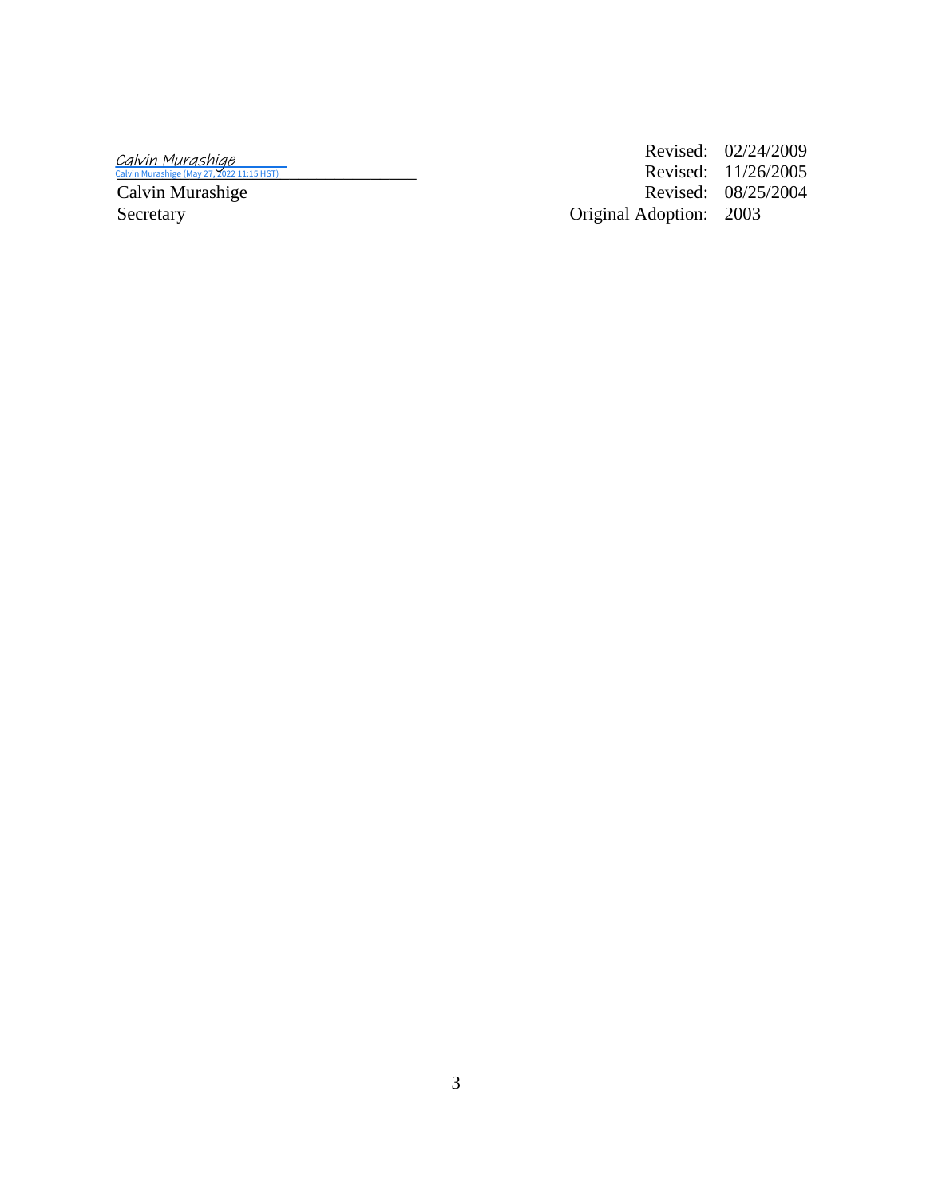*Calvin Murashige*
Calvin Murashige (May 27, 2022 11:15 HST)

Calvin Murashige
Secretary

Revised: 02/24/2009
Revised: 11/26/2005
Revised: 08/25/2004
Original Adoption: 2003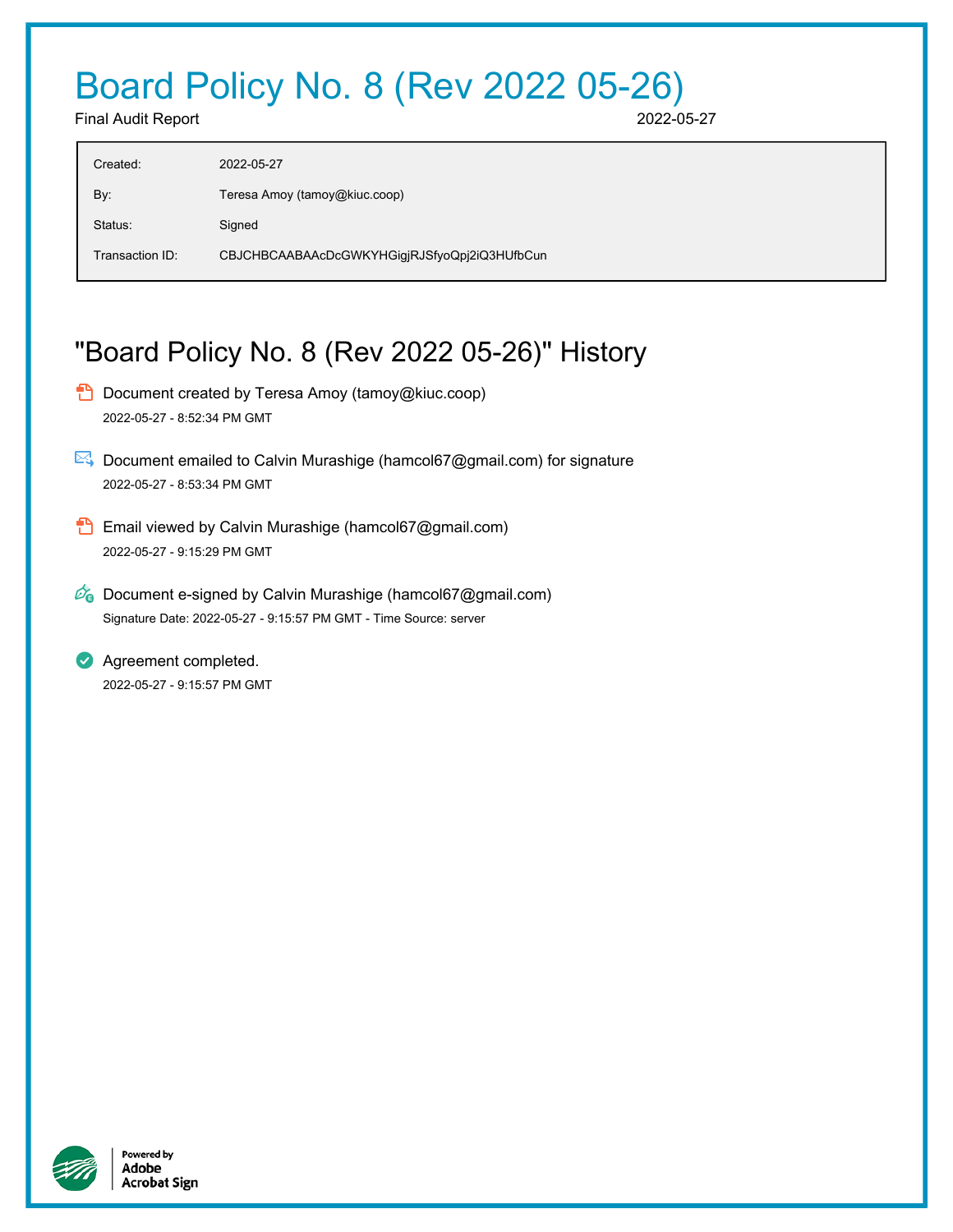# Board Policy No. 8 (Rev 2022 05-26)

Final Audit Report 2022-05-27

| | |
|---|---|
| Created: | 2022-05-27 |
| By: | Teresa Amoy (tamoy@kiuc.coop) |
| Status: | Signed |
| Transaction ID: | CBJCHBCAABAAcDcGWKYHGigjRJSfyoQpj2iQ3HUfbCun |

## "Board Policy No. 8 (Rev 2022 05-26)" History

- Document created by Teresa Amoy (tamoy@kiuc.coop)
  2022-05-27 - 8:52:34 PM GMT
- Document emailed to Calvin Murashige (hamcol67@gmail.com) for signature
  2022-05-27 - 8:53:34 PM GMT
- Email viewed by Calvin Murashige (hamcol67@gmail.com)
  2022-05-27 - 9:15:29 PM GMT
- Document e-signed by Calvin Murashige (hamcol67@gmail.com)
  Signature Date: 2022-05-27 - 9:15:57 PM GMT - Time Source: server
- Agreement completed.
  2022-05-27 - 9:15:57 PM GMT

Powered by Adobe Acrobat Sign